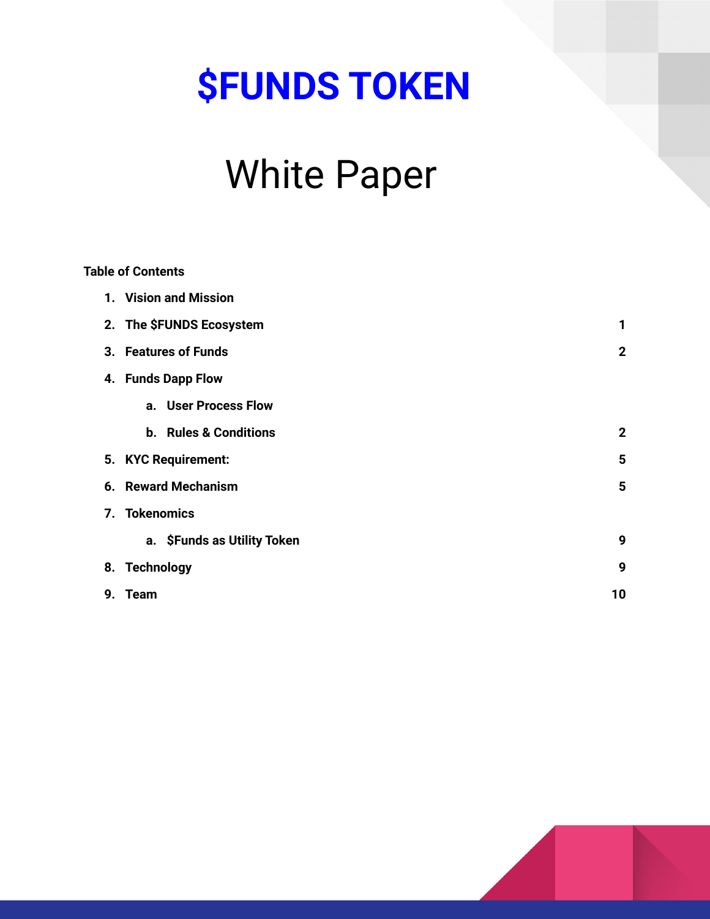# $FUNDS TOKEN

## White Paper

**Table of Contents**

| | |
|---|---|
| **1. Vision and Mission** | |
| **2. The $FUNDS Ecosystem** | **1** |
| **3. Features of Funds** | **2** |
| **4. Funds Dapp Flow** | |
| **a. User Process Flow** | |
| **b. Rules & Conditions** | **2** |
| **5. KYC Requirement:** | **5** |
| **6. Reward Mechanism** | **5** |
| **7. Tokenomics** | |
| **a. $Funds as Utility Token** | **9** |
| **8. Technology** | **9** |
| **9. Team** | **10** |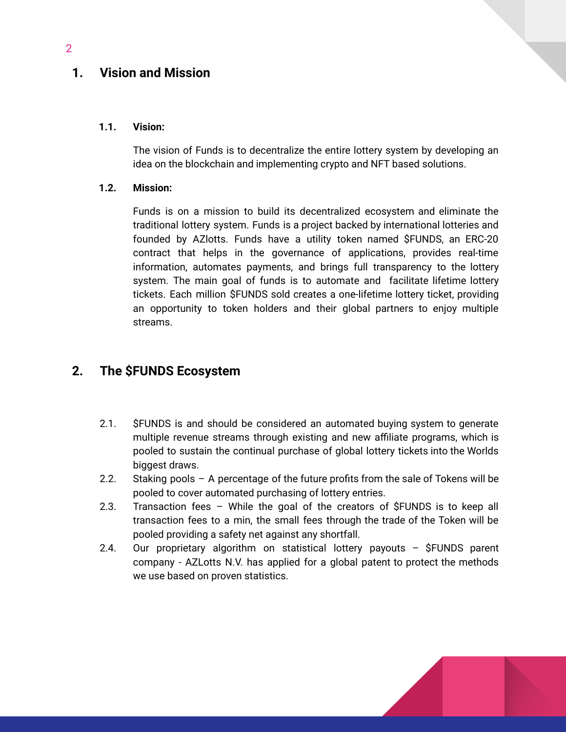## 1. Vision and Mission

### 1.1. Vision:

The vision of Funds is to decentralize the entire lottery system by developing an idea on the blockchain and implementing crypto and NFT based solutions.

### 1.2. Mission:

Funds is on a mission to build its decentralized ecosystem and eliminate the traditional lottery system. Funds is a project backed by international lotteries and founded by AZlotts. Funds have a utility token named $FUNDS, an ERC-20 contract that helps in the governance of applications, provides real-time information, automates payments, and brings full transparency to the lottery system. The main goal of funds is to automate and facilitate lifetime lottery tickets. Each million $FUNDS sold creates a one-lifetime lottery ticket, providing an opportunity to token holders and their global partners to enjoy multiple streams.

## 2. The $FUNDS Ecosystem

2.1. $FUNDS is and should be considered an automated buying system to generate multiple revenue streams through existing and new affiliate programs, which is pooled to sustain the continual purchase of global lottery tickets into the Worlds biggest draws.

2.2. Staking pools – A percentage of the future profits from the sale of Tokens will be pooled to cover automated purchasing of lottery entries.

2.3. Transaction fees – While the goal of the creators of $FUNDS is to keep all transaction fees to a min, the small fees through the trade of the Token will be pooled providing a safety net against any shortfall.

2.4. Our proprietary algorithm on statistical lottery payouts – $FUNDS parent company - AZLotts N.V. has applied for a global patent to protect the methods we use based on proven statistics.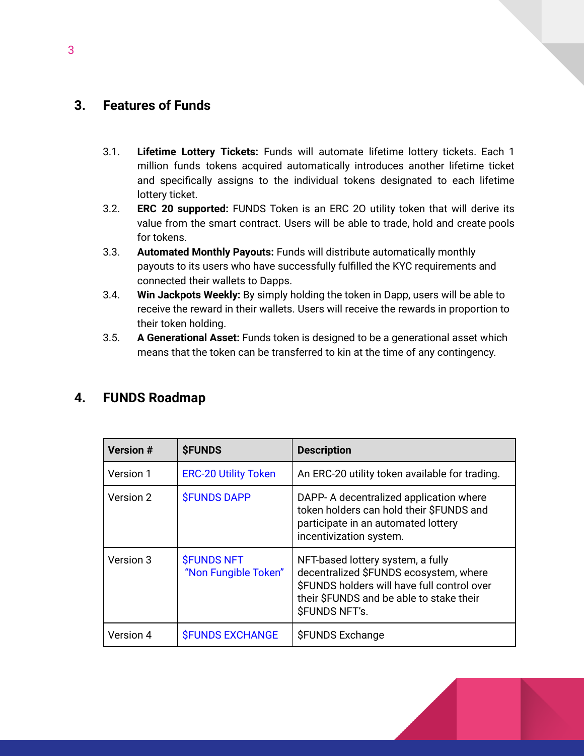## 3. Features of Funds

3.1. **Lifetime Lottery Tickets:** Funds will automate lifetime lottery tickets. Each 1 million funds tokens acquired automatically introduces another lifetime ticket and specifically assigns to the individual tokens designated to each lifetime lottery ticket.

3.2. **ERC 20 supported:** FUNDS Token is an ERC 2O utility token that will derive its value from the smart contract. Users will be able to trade, hold and create pools for tokens.

3.3. **Automated Monthly Payouts:** Funds will distribute automatically monthly payouts to its users who have successfully fulfilled the KYC requirements and connected their wallets to Dapps.

3.4. **Win Jackpots Weekly:** By simply holding the token in Dapp, users will be able to receive the reward in their wallets. Users will receive the rewards in proportion to their token holding.

3.5. **A Generational Asset:** Funds token is designed to be a generational asset which means that the token can be transferred to kin at the time of any contingency.

## 4. FUNDS Roadmap

| Version # | $FUNDS | Description |
|---|---|---|
| Version 1 | ERC-20 Utility Token | An ERC-20 utility token available for trading. |
| Version 2 | $FUNDS DAPP | DAPP- A decentralized application where token holders can hold their $FUNDS and participate in an automated lottery incentivization system. |
| Version 3 | $FUNDS NFT "Non Fungible Token" | NFT-based lottery system, a fully decentralized $FUNDS ecosystem, where $FUNDS holders will have full control over their $FUNDS and be able to stake their $FUNDS NFT's. |
| Version 4 | $FUNDS EXCHANGE | $FUNDS Exchange |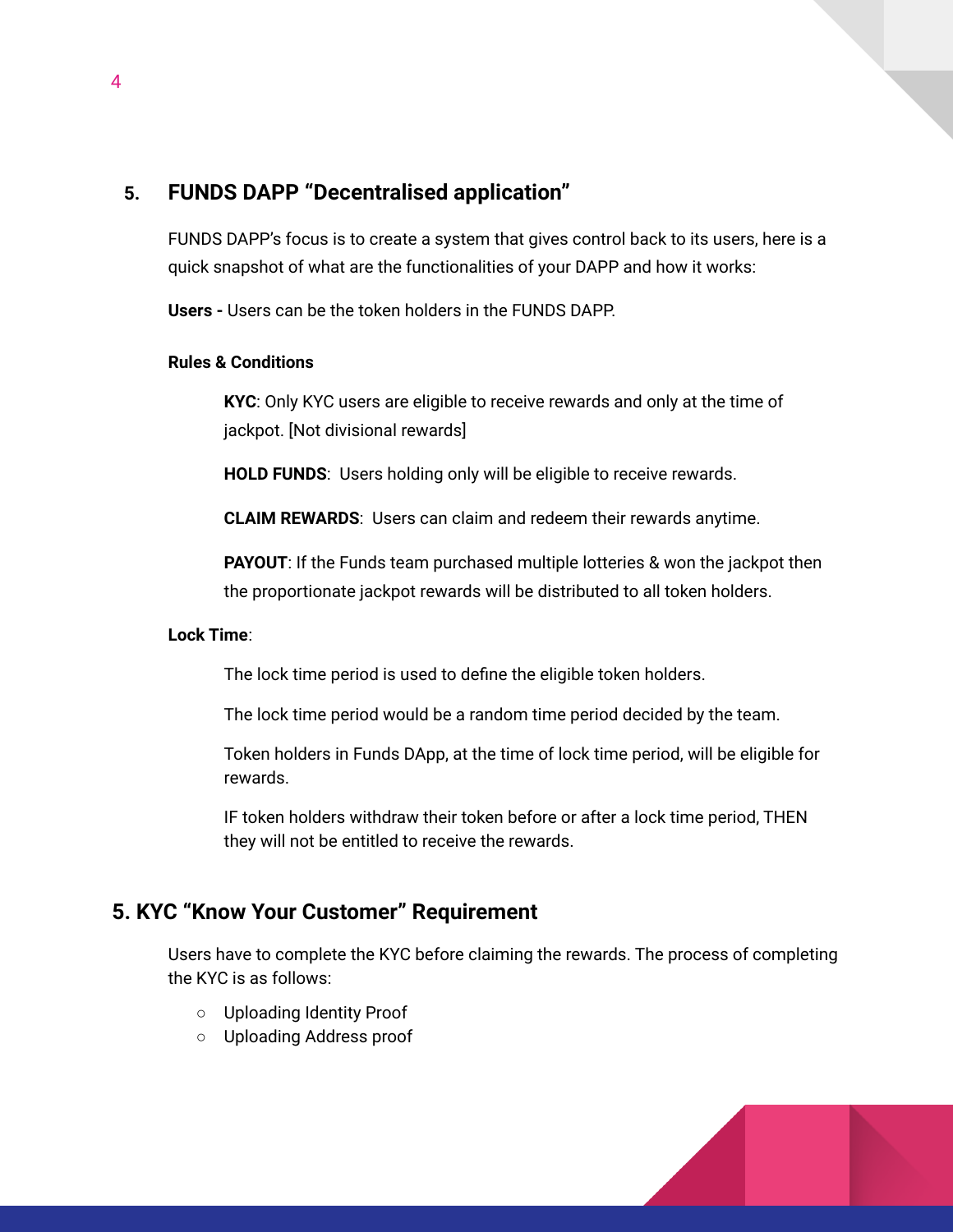## 5. FUNDS DAPP “Decentralised application”

FUNDS DAPP’s focus is to create a system that gives control back to its users, here is a quick snapshot of what are the functionalities of your DAPP and how it works:

**Users -** Users can be the token holders in the FUNDS DAPP.

### Rules & Conditions

**KYC**: Only KYC users are eligible to receive rewards and only at the time of jackpot. [Not divisional rewards]

**HOLD FUNDS**: Users holding only will be eligible to receive rewards.

**CLAIM REWARDS**: Users can claim and redeem their rewards anytime.

**PAYOUT**: If the Funds team purchased multiple lotteries & won the jackpot then the proportionate jackpot rewards will be distributed to all token holders.

### Lock Time:

The lock time period is used to define the eligible token holders.

The lock time period would be a random time period decided by the team.

Token holders in Funds DApp, at the time of lock time period, will be eligible for rewards.

IF token holders withdraw their token before or after a lock time period, THEN they will not be entitled to receive the rewards.

## 5. KYC “Know Your Customer” Requirement

Users have to complete the KYC before claiming the rewards. The process of completing the KYC is as follows:

- Uploading Identity Proof
- Uploading Address proof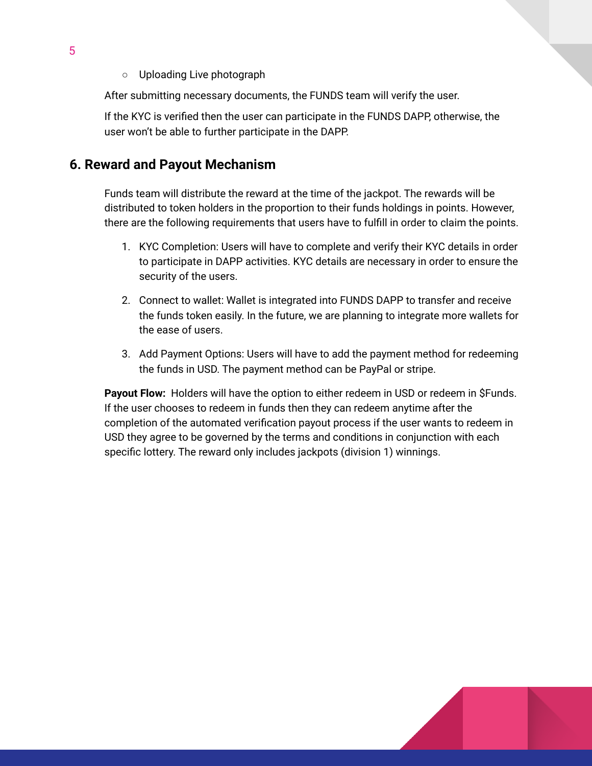- Uploading Live photograph

After submitting necessary documents, the FUNDS team will verify the user.

If the KYC is verified then the user can participate in the FUNDS DAPP, otherwise, the user won't be able to further participate in the DAPP.

## 6. Reward and Payout Mechanism

Funds team will distribute the reward at the time of the jackpot. The rewards will be distributed to token holders in the proportion to their funds holdings in points. However, there are the following requirements that users have to fulfill in order to claim the points.

1. KYC Completion: Users will have to complete and verify their KYC details in order to participate in DAPP activities. KYC details are necessary in order to ensure the security of the users.
2. Connect to wallet: Wallet is integrated into FUNDS DAPP to transfer and receive the funds token easily. In the future, we are planning to integrate more wallets for the ease of users.
3. Add Payment Options: Users will have to add the payment method for redeeming the funds in USD. The payment method can be PayPal or stripe.

**Payout Flow:** Holders will have the option to either redeem in USD or redeem in $Funds. If the user chooses to redeem in funds then they can redeem anytime after the completion of the automated verification payout process if the user wants to redeem in USD they agree to be governed by the terms and conditions in conjunction with each specific lottery. The reward only includes jackpots (division 1) winnings.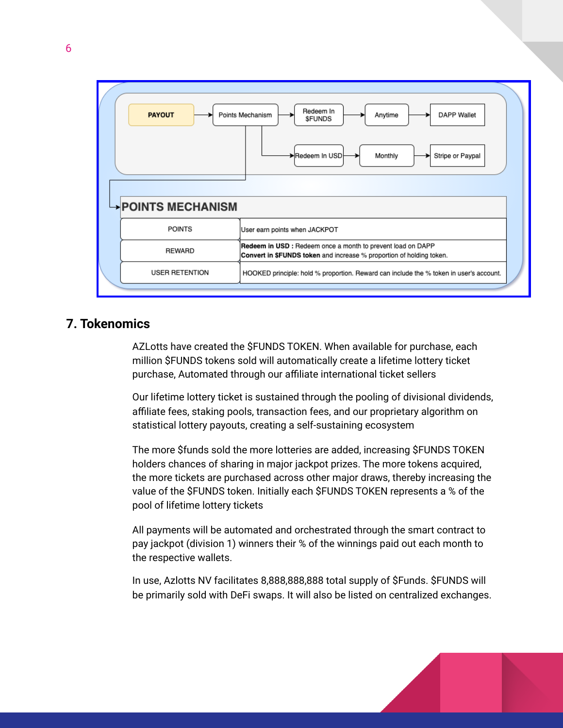PAYOUT → Points Mechanism → Redeem In $FUNDS → Anytime → DAPP Wallet

Points Mechanism → Redeem In USD → Monthly → Stripe or Paypal

| POINTS MECHANISM | |
|---|---|
| POINTS | User earn points when JACKPOT |
| REWARD | **Redeem in USD :** Redeem once a month to prevent load on DAPP<br>**Convert in $FUNDS token** and increase % proportion of holding token. |
| USER RETENTION | HOOKED principle: hold % proportion. Reward can include the % token in user's account. |

## 7. Tokenomics

AZLotts have created the $FUNDS TOKEN. When available for purchase, each million $FUNDS tokens sold will automatically create a lifetime lottery ticket purchase, Automated through our affiliate international ticket sellers

Our lifetime lottery ticket is sustained through the pooling of divisional dividends, affiliate fees, staking pools, transaction fees, and our proprietary algorithm on statistical lottery payouts, creating a self-sustaining ecosystem

The more $funds sold the more lotteries are added, increasing $FUNDS TOKEN holders chances of sharing in major jackpot prizes. The more tokens acquired, the more tickets are purchased across other major draws, thereby increasing the value of the $FUNDS token. Initially each $FUNDS TOKEN represents a % of the pool of lifetime lottery tickets

All payments will be automated and orchestrated through the smart contract to pay jackpot (division 1) winners their % of the winnings paid out each month to the respective wallets.

In use, Azlotts NV facilitates 8,888,888,888 total supply of $Funds. $FUNDS will be primarily sold with DeFi swaps. It will also be listed on centralized exchanges.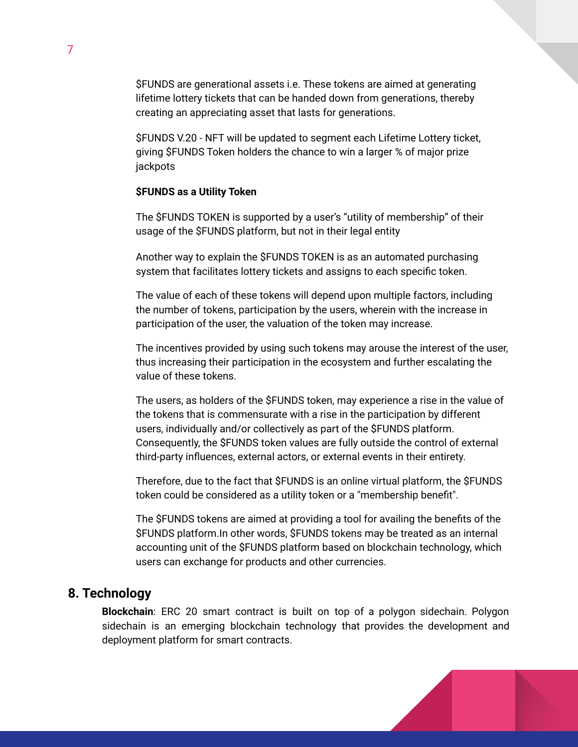$FUNDS are generational assets i.e. These tokens are aimed at generating lifetime lottery tickets that can be handed down from generations, thereby creating an appreciating asset that lasts for generations.

$FUNDS V.20 - NFT will be updated to segment each Lifetime Lottery ticket, giving $FUNDS Token holders the chance to win a larger % of major prize jackpots

**$FUNDS as a Utility Token**

The $FUNDS TOKEN is supported by a user's "utility of membership" of their usage of the $FUNDS platform, but not in their legal entity

Another way to explain the $FUNDS TOKEN is as an automated purchasing system that facilitates lottery tickets and assigns to each specific token.

The value of each of these tokens will depend upon multiple factors, including the number of tokens, participation by the users, wherein with the increase in participation of the user, the valuation of the token may increase.

The incentives provided by using such tokens may arouse the interest of the user, thus increasing their participation in the ecosystem and further escalating the value of these tokens.

The users, as holders of the $FUNDS token, may experience a rise in the value of the tokens that is commensurate with a rise in the participation by different users, individually and/or collectively as part of the $FUNDS platform. Consequently, the $FUNDS token values are fully outside the control of external third-party influences, external actors, or external events in their entirety.

Therefore, due to the fact that $FUNDS is an online virtual platform, the $FUNDS token could be considered as a utility token or a "membership benefit".

The $FUNDS tokens are aimed at providing a tool for availing the benefits of the $FUNDS platform.In other words, $FUNDS tokens may be treated as an internal accounting unit of the $FUNDS platform based on blockchain technology, which users can exchange for products and other currencies.

## 8. Technology

**Blockchain**: ERC 20 smart contract is built on top of a polygon sidechain. Polygon sidechain is an emerging blockchain technology that provides the development and deployment platform for smart contracts.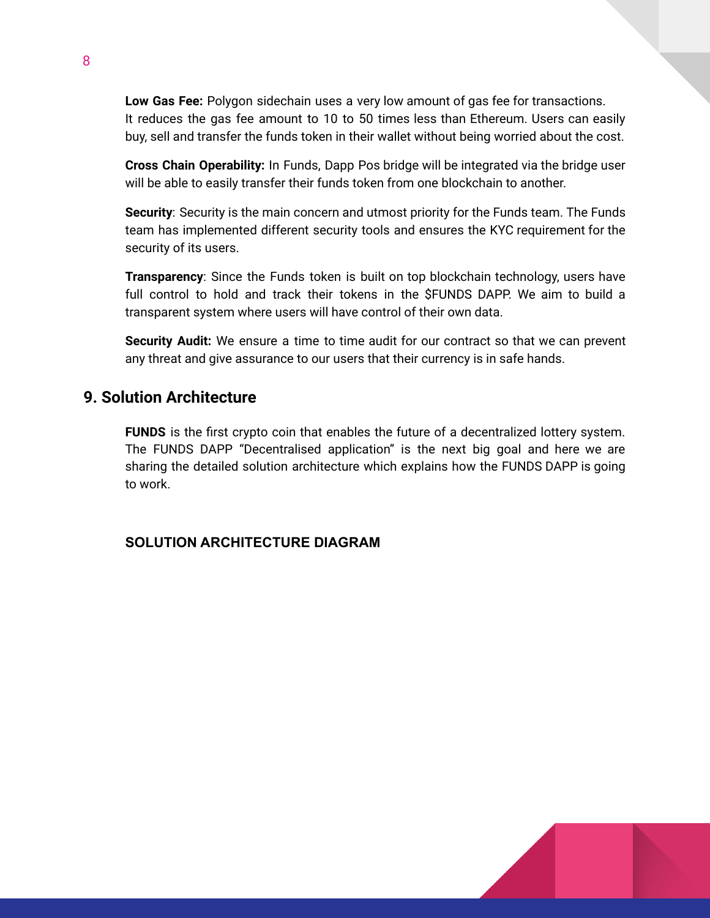**Low Gas Fee:** Polygon sidechain uses a very low amount of gas fee for transactions. It reduces the gas fee amount to 10 to 50 times less than Ethereum. Users can easily buy, sell and transfer the funds token in their wallet without being worried about the cost.

**Cross Chain Operability:** In Funds, Dapp Pos bridge will be integrated via the bridge user will be able to easily transfer their funds token from one blockchain to another.

**Security**: Security is the main concern and utmost priority for the Funds team. The Funds team has implemented different security tools and ensures the KYC requirement for the security of its users.

**Transparency**: Since the Funds token is built on top blockchain technology, users have full control to hold and track their tokens in the $FUNDS DAPP. We aim to build a transparent system where users will have control of their own data.

**Security Audit:** We ensure a time to time audit for our contract so that we can prevent any threat and give assurance to our users that their currency is in safe hands.

## 9. Solution Architecture

**FUNDS** is the first crypto coin that enables the future of a decentralized lottery system. The FUNDS DAPP "Decentralised application" is the next big goal and here we are sharing the detailed solution architecture which explains how the FUNDS DAPP is going to work.

### SOLUTION ARCHITECTURE DIAGRAM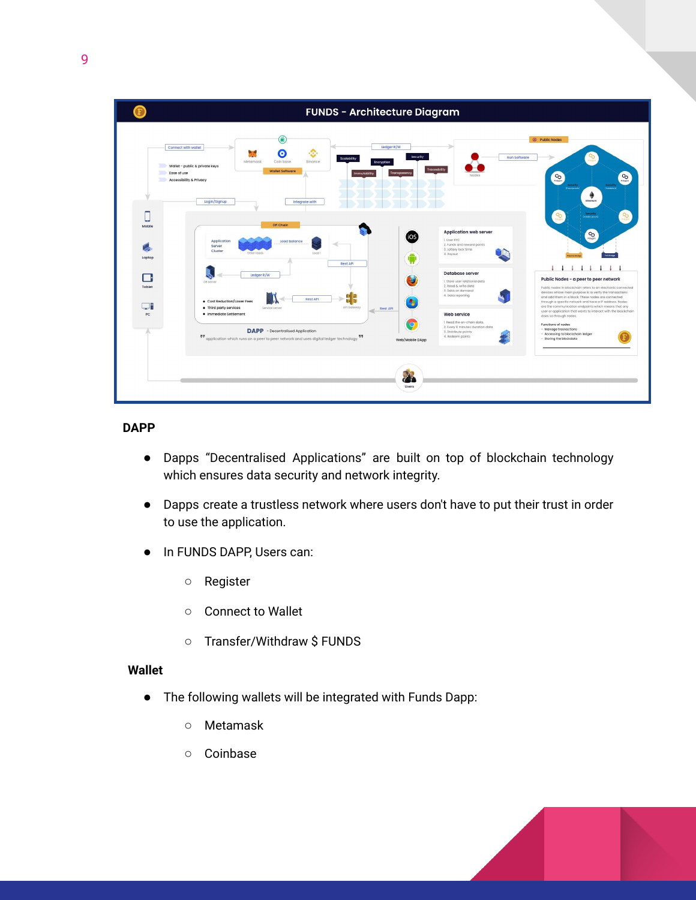FUNDS - Architecture Diagram

**DAPP**

- Dapps “Decentralised Applications” are built on top of blockchain technology which ensures data security and network integrity.
- Dapps create a trustless network where users don't have to put their trust in order to use the application.
- In FUNDS DAPP, Users can:
  - Register
  - Connect to Wallet
  - Transfer/Withdraw $ FUNDS

**Wallet**

- The following wallets will be integrated with Funds Dapp:
  - Metamask
  - Coinbase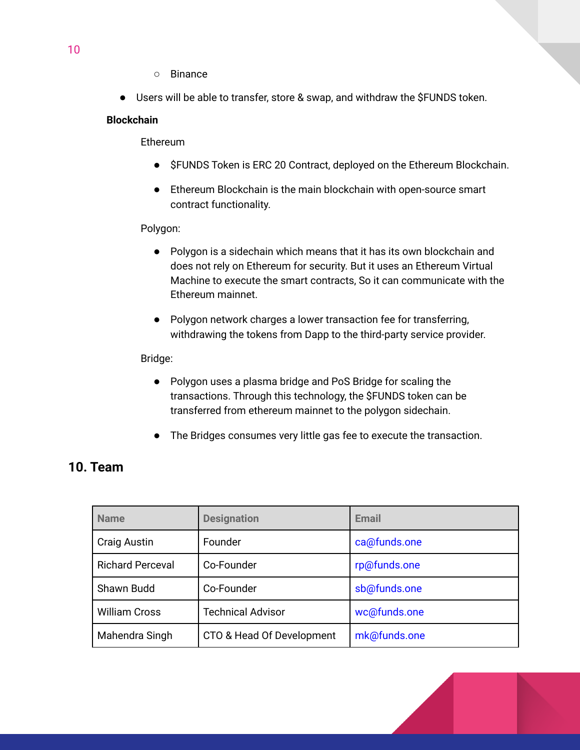- Binance
- Users will be able to transfer, store & swap, and withdraw the $FUNDS token.

**Blockchain**

Ethereum

- $FUNDS Token is ERC 20 Contract, deployed on the Ethereum Blockchain.
- Ethereum Blockchain is the main blockchain with open-source smart contract functionality.

Polygon:

- Polygon is a sidechain which means that it has its own blockchain and does not rely on Ethereum for security. But it uses an Ethereum Virtual Machine to execute the smart contracts, So it can communicate with the Ethereum mainnet.
- Polygon network charges a lower transaction fee for transferring, withdrawing the tokens from Dapp to the third-party service provider.

Bridge:

- Polygon uses a plasma bridge and PoS Bridge for scaling the transactions. Through this technology, the $FUNDS token can be transferred from ethereum mainnet to the polygon sidechain.
- The Bridges consumes very little gas fee to execute the transaction.

## 10. Team

| Name | Designation | Email |
|---|---|---|
| Craig Austin | Founder | ca@funds.one |
| Richard Perceval | Co-Founder | rp@funds.one |
| Shawn Budd | Co-Founder | sb@funds.one |
| William Cross | Technical Advisor | wc@funds.one |
| Mahendra Singh | CTO & Head Of Development | mk@funds.one |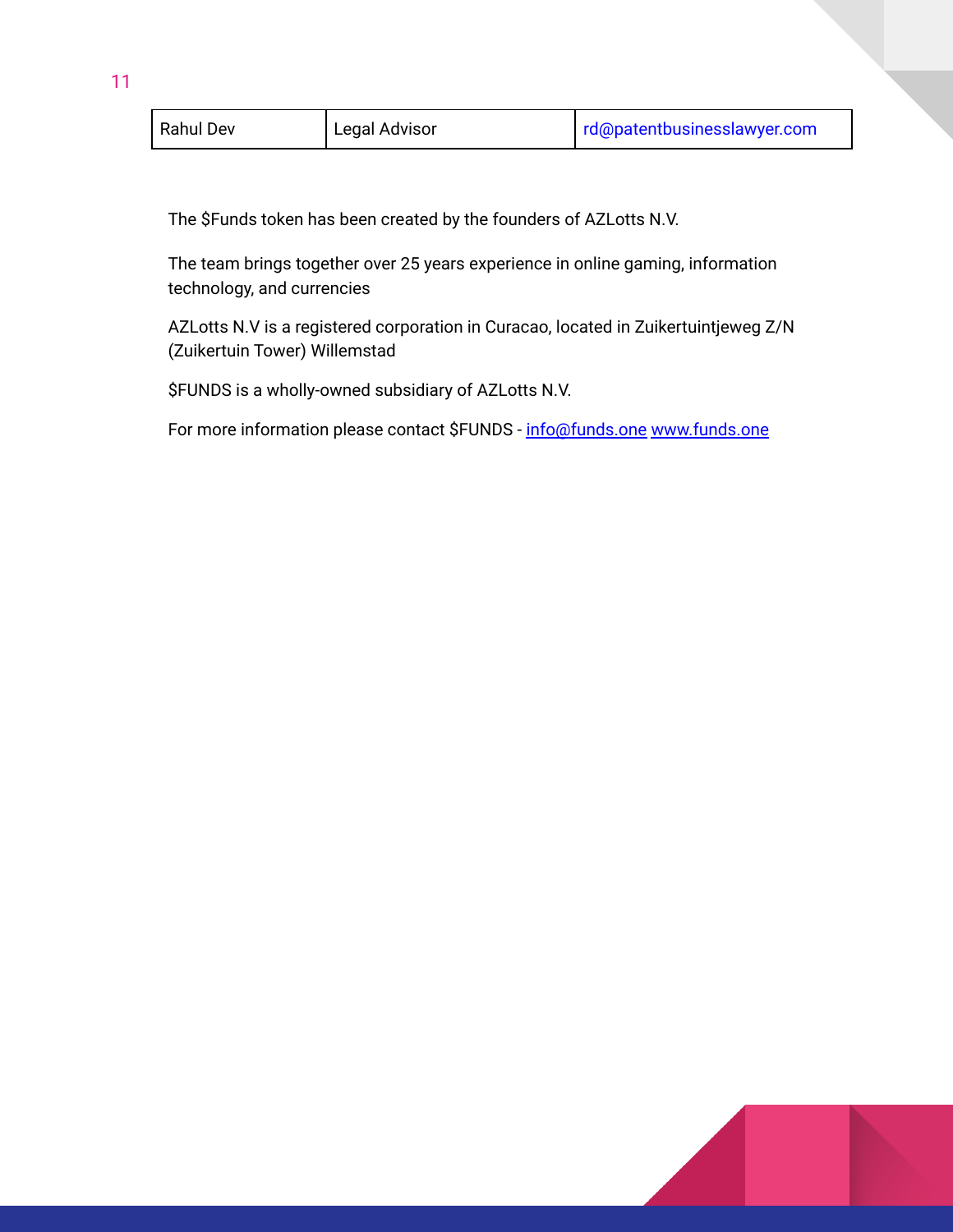| | | |
|---|---|---|
| Rahul Dev | Legal Advisor | rd@patentbusinesslawyer.com |

The $Funds token has been created by the founders of AZLotts N.V.

The team brings together over 25 years experience in online gaming, information technology, and currencies

AZLotts N.V is a registered corporation in Curacao, located in Zuikertuintjeweg Z/N (Zuikertuin Tower) Willemstad

$FUNDS is a wholly-owned subsidiary of AZLotts N.V.

For more information please contact $FUNDS - info@funds.one www.funds.one